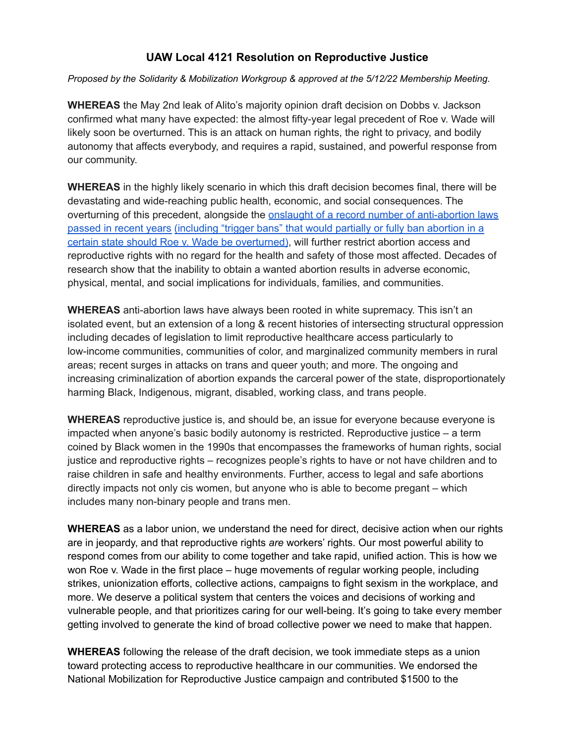# UAW Local 4121 Resolution on Reproductive Justice

*Proposed by the Solidarity & Mobilization Workgroup & approved at the 5/12/22 Membership Meeting.*

**WHEREAS** the May 2nd leak of Alito's majority opinion draft decision on Dobbs v. Jackson confirmed what many have expected: the almost fifty-year legal precedent of Roe v. Wade will likely soon be overturned. This is an attack on human rights, the right to privacy, and bodily autonomy that affects everybody, and requires a rapid, sustained, and powerful response from our community.

**WHEREAS** in the highly likely scenario in which this draft decision becomes final, there will be devastating and wide-reaching public health, economic, and social consequences. The overturning of this precedent, alongside the onslaught of a record number of anti-abortion laws passed in recent years (including "trigger bans" that would partially or fully ban abortion in a certain state should Roe v. Wade be overturned), will further restrict abortion access and reproductive rights with no regard for the health and safety of those most affected. Decades of research show that the inability to obtain a wanted abortion results in adverse economic, physical, mental, and social implications for individuals, families, and communities.

**WHEREAS** anti-abortion laws have always been rooted in white supremacy. This isn't an isolated event, but an extension of a long & recent histories of intersecting structural oppression including decades of legislation to limit reproductive healthcare access particularly to low-income communities, communities of color, and marginalized community members in rural areas; recent surges in attacks on trans and queer youth; and more. The ongoing and increasing criminalization of abortion expands the carceral power of the state, disproportionately harming Black, Indigenous, migrant, disabled, working class, and trans people.

**WHEREAS** reproductive justice is, and should be, an issue for everyone because everyone is impacted when anyone's basic bodily autonomy is restricted. Reproductive justice – a term coined by Black women in the 1990s that encompasses the frameworks of human rights, social justice and reproductive rights – recognizes people's rights to have or not have children and to raise children in safe and healthy environments. Further, access to legal and safe abortions directly impacts not only cis women, but anyone who is able to become pregnant – which includes many non-binary people and trans men.

**WHEREAS** as a labor union, we understand the need for direct, decisive action when our rights are in jeopardy, and that reproductive rights *are* workers' rights. Our most powerful ability to respond comes from our ability to come together and take rapid, unified action. This is how we won Roe v. Wade in the first place – huge movements of regular working people, including strikes, unionization efforts, collective actions, campaigns to fight sexism in the workplace, and more. We deserve a political system that centers the voices and decisions of working and vulnerable people, and that prioritizes caring for our well-being. It's going to take every member getting involved to generate the kind of broad collective power we need to make that happen.

**WHEREAS** following the release of the draft decision, we took immediate steps as a union toward protecting access to reproductive healthcare in our communities. We endorsed the National Mobilization for Reproductive Justice campaign and contributed $1500 to the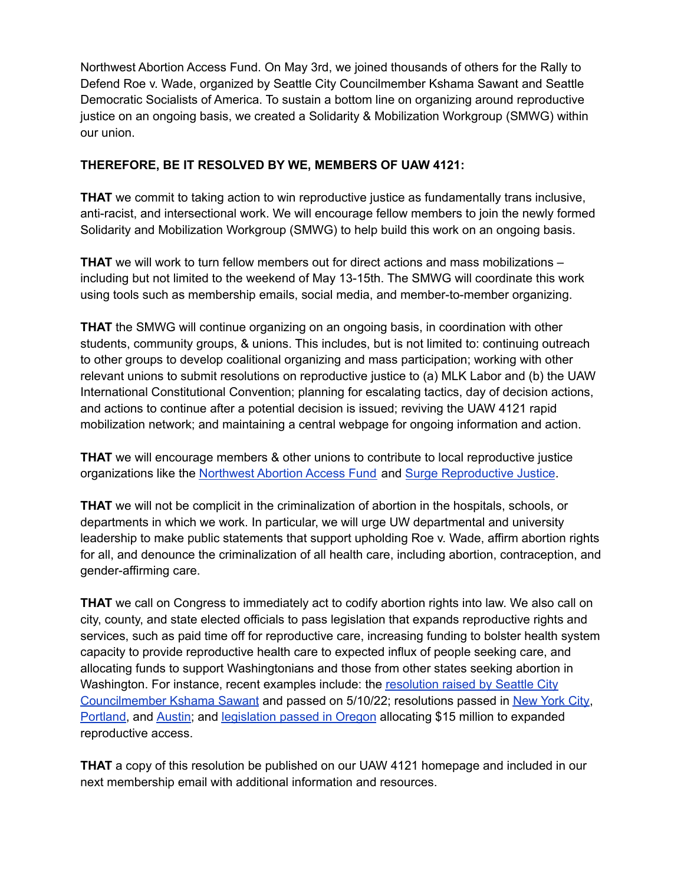Northwest Abortion Access Fund. On May 3rd, we joined thousands of others for the Rally to Defend Roe v. Wade, organized by Seattle City Councilmember Kshama Sawant and Seattle Democratic Socialists of America. To sustain a bottom line on organizing around reproductive justice on an ongoing basis, we created a Solidarity & Mobilization Workgroup (SMWG) within our union.

**THEREFORE, BE IT RESOLVED BY WE, MEMBERS OF UAW 4121:**

**THAT** we commit to taking action to win reproductive justice as fundamentally trans inclusive, anti-racist, and intersectional work. We will encourage fellow members to join the newly formed Solidarity and Mobilization Workgroup (SMWG) to help build this work on an ongoing basis.

**THAT** we will work to turn fellow members out for direct actions and mass mobilizations – including but not limited to the weekend of May 13-15th. The SMWG will coordinate this work using tools such as membership emails, social media, and member-to-member organizing.

**THAT** the SMWG will continue organizing on an ongoing basis, in coordination with other students, community groups, & unions. This includes, but is not limited to: continuing outreach to other groups to develop coalitional organizing and mass participation; working with other relevant unions to submit resolutions on reproductive justice to (a) MLK Labor and (b) the UAW International Constitutional Convention; planning for escalating tactics, day of decision actions, and actions to continue after a potential decision is issued; reviving the UAW 4121 rapid mobilization network; and maintaining a central webpage for ongoing information and action.

**THAT** we will encourage members & other unions to contribute to local reproductive justice organizations like the Northwest Abortion Access Fund and Surge Reproductive Justice.

**THAT** we will not be complicit in the criminalization of abortion in the hospitals, schools, or departments in which we work. In particular, we will urge UW departmental and university leadership to make public statements that support upholding Roe v. Wade, affirm abortion rights for all, and denounce the criminalization of all health care, including abortion, contraception, and gender-affirming care.

**THAT** we call on Congress to immediately act to codify abortion rights into law. We also call on city, county, and state elected officials to pass legislation that expands reproductive rights and services, such as paid time off for reproductive care, increasing funding to bolster health system capacity to provide reproductive health care to expected influx of people seeking care, and allocating funds to support Washingtonians and those from other states seeking abortion in Washington. For instance, recent examples include: the resolution raised by Seattle City Councilmember Kshama Sawant and passed on 5/10/22; resolutions passed in New York City, Portland, and Austin; and legislation passed in Oregon allocating $15 million to expanded reproductive access.

**THAT** a copy of this resolution be published on our UAW 4121 homepage and included in our next membership email with additional information and resources.